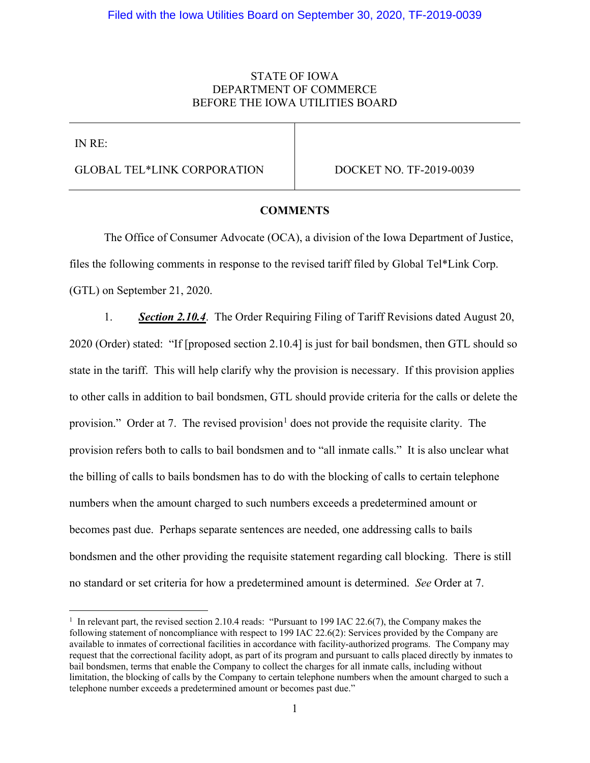Filed with the Iowa Utilities Board on September 30, 2020, TF-2019-0039

STATE OF IOWA
DEPARTMENT OF COMMERCE
BEFORE THE IOWA UTILITIES BOARD

| IN RE: GLOBAL TEL*LINK CORPORATION | DOCKET NO. TF-2019-0039 |
|---|---|

## COMMENTS

The Office of Consumer Advocate (OCA), a division of the Iowa Department of Justice, files the following comments in response to the revised tariff filed by Global Tel*Link Corp. (GTL) on September 21, 2020.

1. ***Section 2.10.4***. The Order Requiring Filing of Tariff Revisions dated August 20, 2020 (Order) stated: "If [proposed section 2.10.4] is just for bail bondsmen, then GTL should so state in the tariff. This will help clarify why the provision is necessary. If this provision applies to other calls in addition to bail bondsmen, GTL should provide criteria for the calls or delete the provision." Order at 7. The revised provision[1] does not provide the requisite clarity. The provision refers both to calls to bail bondsmen and to "all inmate calls." It is also unclear what the billing of calls to bails bondsmen has to do with the blocking of calls to certain telephone numbers when the amount charged to such numbers exceeds a predetermined amount or becomes past due. Perhaps separate sentences are needed, one addressing calls to bails bondsmen and the other providing the requisite statement regarding call blocking. There is still no standard or set criteria for how a predetermined amount is determined. *See* Order at 7.

---

[1] In relevant part, the revised section 2.10.4 reads: "Pursuant to 199 IAC 22.6(7), the Company makes the following statement of noncompliance with respect to 199 IAC 22.6(2): Services provided by the Company are available to inmates of correctional facilities in accordance with facility-authorized programs. The Company may request that the correctional facility adopt, as part of its program and pursuant to calls placed directly by inmates to bail bondsmen, terms that enable the Company to collect the charges for all inmate calls, including without limitation, the blocking of calls by the Company to certain telephone numbers when the amount charged to such a telephone number exceeds a predetermined amount or becomes past due."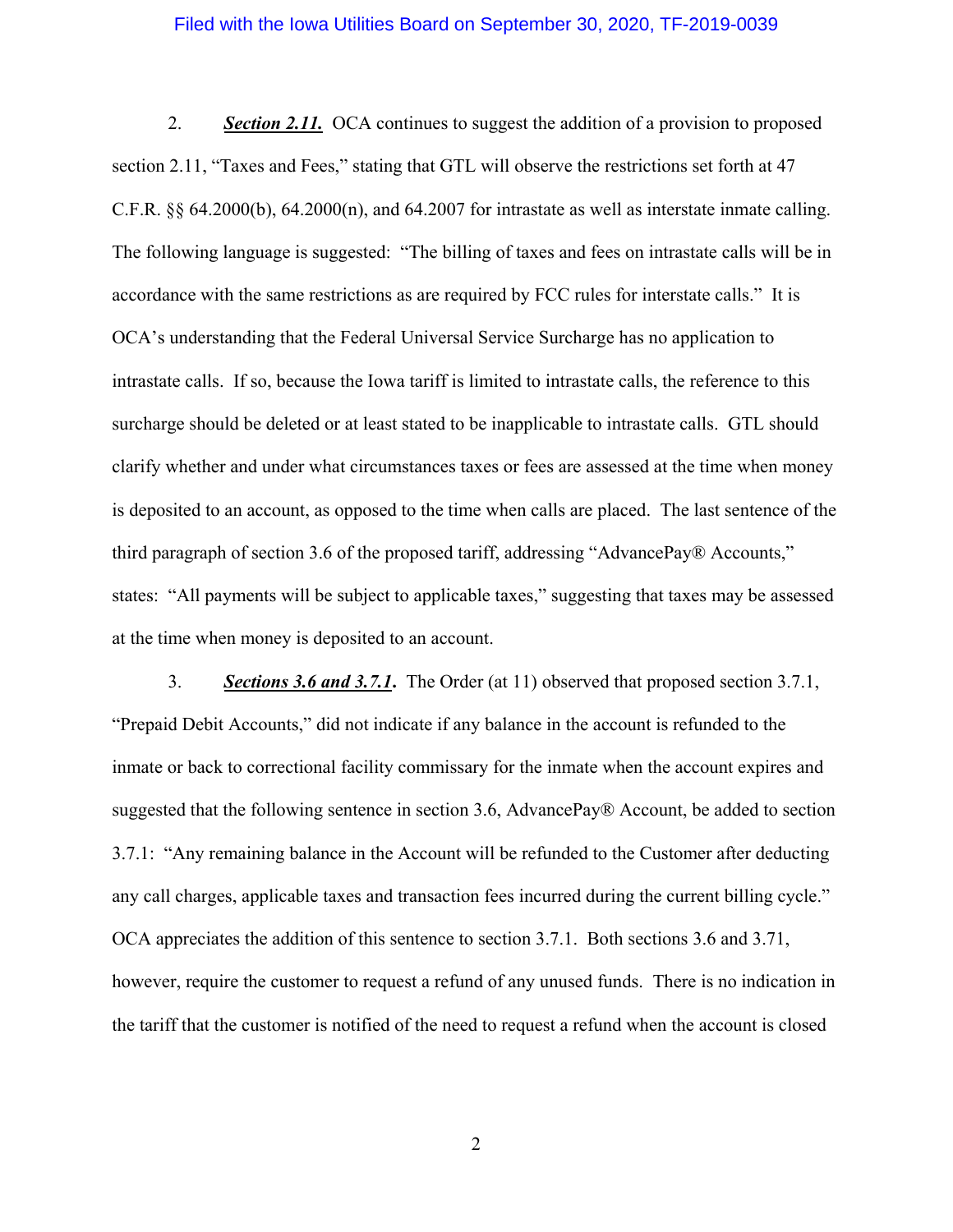2. ***Section 2.11.*** OCA continues to suggest the addition of a provision to proposed section 2.11, "Taxes and Fees," stating that GTL will observe the restrictions set forth at 47 C.F.R. §§ 64.2000(b), 64.2000(n), and 64.2007 for intrastate as well as interstate inmate calling. The following language is suggested: "The billing of taxes and fees on intrastate calls will be in accordance with the same restrictions as are required by FCC rules for interstate calls." It is OCA's understanding that the Federal Universal Service Surcharge has no application to intrastate calls. If so, because the Iowa tariff is limited to intrastate calls, the reference to this surcharge should be deleted or at least stated to be inapplicable to intrastate calls. GTL should clarify whether and under what circumstances taxes or fees are assessed at the time when money is deposited to an account, as opposed to the time when calls are placed. The last sentence of the third paragraph of section 3.6 of the proposed tariff, addressing "AdvancePay® Accounts," states: "All payments will be subject to applicable taxes," suggesting that taxes may be assessed at the time when money is deposited to an account.

3. ***Sections 3.6 and 3.7.1.*** The Order (at 11) observed that proposed section 3.7.1, "Prepaid Debit Accounts," did not indicate if any balance in the account is refunded to the inmate or back to correctional facility commissary for the inmate when the account expires and suggested that the following sentence in section 3.6, AdvancePay® Account, be added to section 3.7.1: "Any remaining balance in the Account will be refunded to the Customer after deducting any call charges, applicable taxes and transaction fees incurred during the current billing cycle." OCA appreciates the addition of this sentence to section 3.7.1. Both sections 3.6 and 3.71, however, require the customer to request a refund of any unused funds. There is no indication in the tariff that the customer is notified of the need to request a refund when the account is closed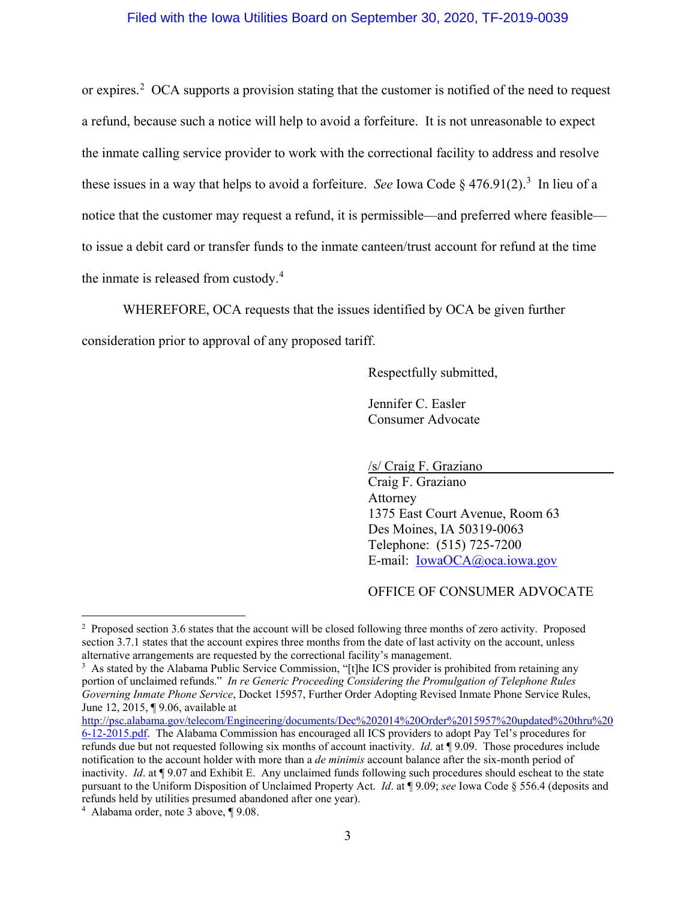or expires.[2] OCA supports a provision stating that the customer is notified of the need to request a refund, because such a notice will help to avoid a forfeiture. It is not unreasonable to expect the inmate calling service provider to work with the correctional facility to address and resolve these issues in a way that helps to avoid a forfeiture. *See* Iowa Code § 476.91(2).[3] In lieu of a notice that the customer may request a refund, it is permissible—and preferred where feasible—to issue a debit card or transfer funds to the inmate canteen/trust account for refund at the time the inmate is released from custody.[4]

WHEREFORE, OCA requests that the issues identified by OCA be given further consideration prior to approval of any proposed tariff.

Respectfully submitted,

Jennifer C. Easler
Consumer Advocate

/s/ Craig F. Graziano
Craig F. Graziano
Attorney
1375 East Court Avenue, Room 63
Des Moines, IA 50319-0063
Telephone: (515) 725-7200
E-mail: IowaOCA@oca.iowa.gov

OFFICE OF CONSUMER ADVOCATE

---

[2] Proposed section 3.6 states that the account will be closed following three months of zero activity. Proposed section 3.7.1 states that the account expires three months from the date of last activity on the account, unless alternative arrangements are requested by the correctional facility's management.

[3] As stated by the Alabama Public Service Commission, "[t]he ICS provider is prohibited from retaining any portion of unclaimed refunds." *In re Generic Proceeding Considering the Promulgation of Telephone Rules Governing Inmate Phone Service*, Docket 15957, Further Order Adopting Revised Inmate Phone Service Rules, June 12, 2015, ¶ 9.06, available at http://psc.alabama.gov/telecom/Engineering/documents/Dec%202014%20Order%2015957%20updated%20thru%206-12-2015.pdf. The Alabama Commission has encouraged all ICS providers to adopt Pay Tel's procedures for refunds due but not requested following six months of account inactivity. *Id*. at ¶ 9.09. Those procedures include notification to the account holder with more than a *de minimis* account balance after the six-month period of inactivity. *Id*. at ¶ 9.07 and Exhibit E. Any unclaimed funds following such procedures should escheat to the state pursuant to the Uniform Disposition of Unclaimed Property Act. *Id*. at ¶ 9.09; *see* Iowa Code § 556.4 (deposits and refunds held by utilities presumed abandoned after one year).

[4] Alabama order, note 3 above, ¶ 9.08.